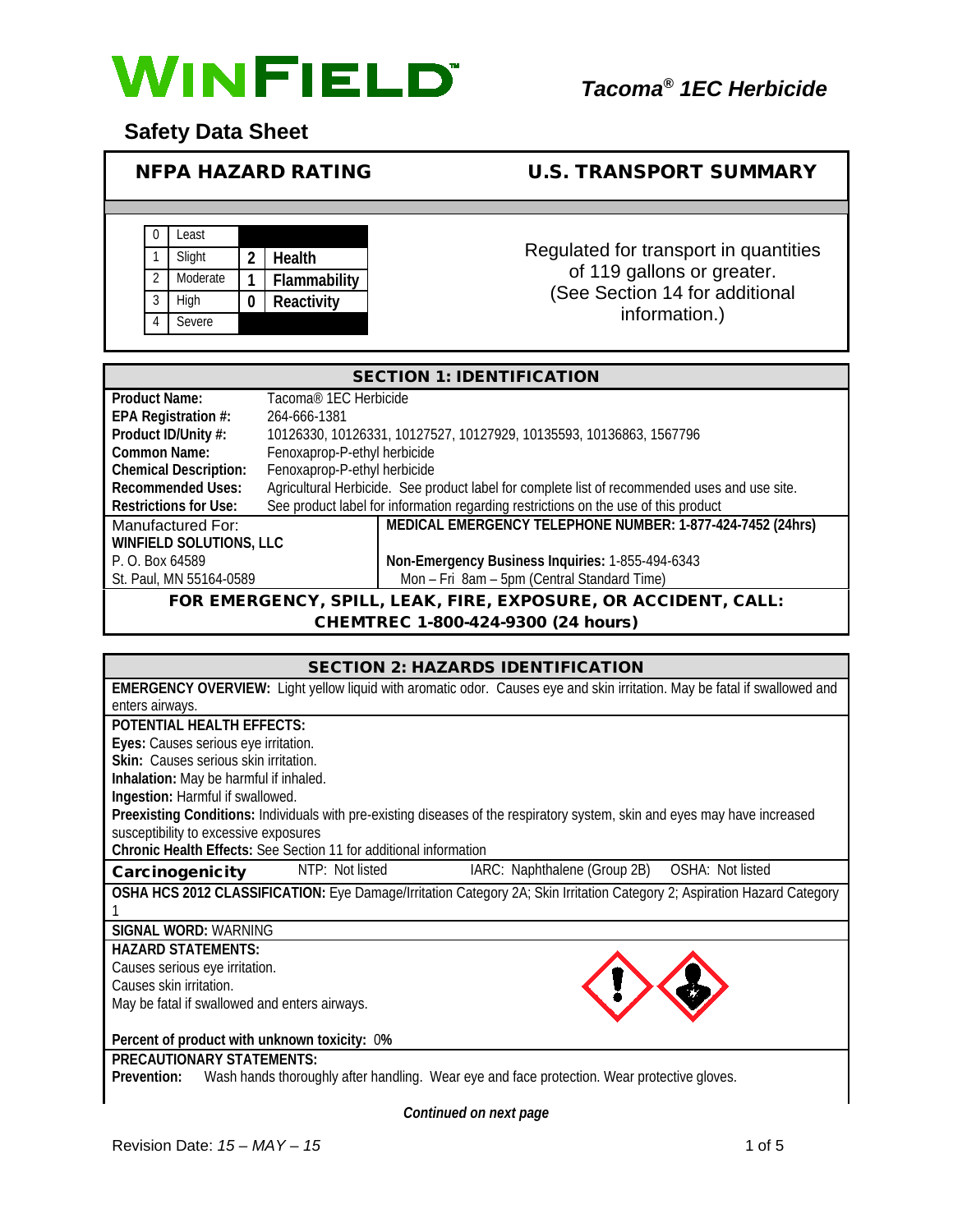# WINFIELD

## *Tacoma® 1EC Herbicide*

## Safety Data Sheet

| NFPA HAZARD RATING | U.S. TRANSPORT SUMMARY |
|---|---|
| | Regulated for transport in quantities of 119 gallons or greater. (See Section 14 for additional information.) |

| | | | |
|---|---|---|---|
| 0 | Least | | |
| 1 | Slight | 2 | **Health** |
| 2 | Moderate | 1 | **Flammability** |
| 3 | High | 0 | **Reactivity** |
| 4 | Severe | | |

## SECTION 1: IDENTIFICATION

| | |
|---|---|
| **Product Name:** | Tacoma® 1EC Herbicide |
| **EPA Registration #:** | 264-666-1381 |
| **Product ID/Unity #:** | 10126330, 10126331, 10127527, 10127929, 10135593, 10136863, 1567796 |
| **Common Name:** | Fenoxaprop-P-ethyl herbicide |
| **Chemical Description:** | Fenoxaprop-P-ethyl herbicide |
| **Recommended Uses:** | Agricultural Herbicide. See product label for complete list of recommended uses and use site. |
| **Restrictions for Use:** | See product label for information regarding restrictions on the use of this product |

| | |
|---|---|
| Manufactured For: | **MEDICAL EMERGENCY TELEPHONE NUMBER: 1-877-424-7452 (24hrs)** |
| **WINFIELD SOLUTIONS, LLC** | |
| P. O. Box 64589 | **Non-Emergency Business Inquiries:** 1-855-494-6343 |
| St. Paul, MN 55164-0589 | Mon – Fri 8am – 5pm (Central Standard Time) |

**FOR EMERGENCY, SPILL, LEAK, FIRE, EXPOSURE, OR ACCIDENT, CALL: CHEMTREC 1-800-424-9300 (24 hours)**

## SECTION 2: HAZARDS IDENTIFICATION

**EMERGENCY OVERVIEW:** Light yellow liquid with aromatic odor. Causes eye and skin irritation. May be fatal if swallowed and enters airways.

**POTENTIAL HEALTH EFFECTS:**

**Eyes:** Causes serious eye irritation.
**Skin:** Causes serious skin irritation.
**Inhalation:** May be harmful if inhaled.
**Ingestion:** Harmful if swallowed.
**Preexisting Conditions:** Individuals with pre-existing diseases of the respiratory system, skin and eyes may have increased susceptibility to excessive exposures
**Chronic Health Effects:** See Section 11 for additional information

| **Carcinogenicity** | NTP: Not listed | IARC: Naphthalene (Group 2B) | OSHA: Not listed |
|---|---|---|---|

**OSHA HCS 2012 CLASSIFICATION:** Eye Damage/Irritation Category 2A; Skin Irritation Category 2; Aspiration Hazard Category 1

**SIGNAL WORD:** WARNING

**HAZARD STATEMENTS:**

Causes serious eye irritation.
Causes skin irritation.
May be fatal if swallowed and enters airways.

**Percent of product with unknown toxicity:** 0%

**PRECAUTIONARY STATEMENTS:**

**Prevention:** Wash hands thoroughly after handling. Wear eye and face protection. Wear protective gloves.

***Continued on next page***

Revision Date: *15 – MAY – 15*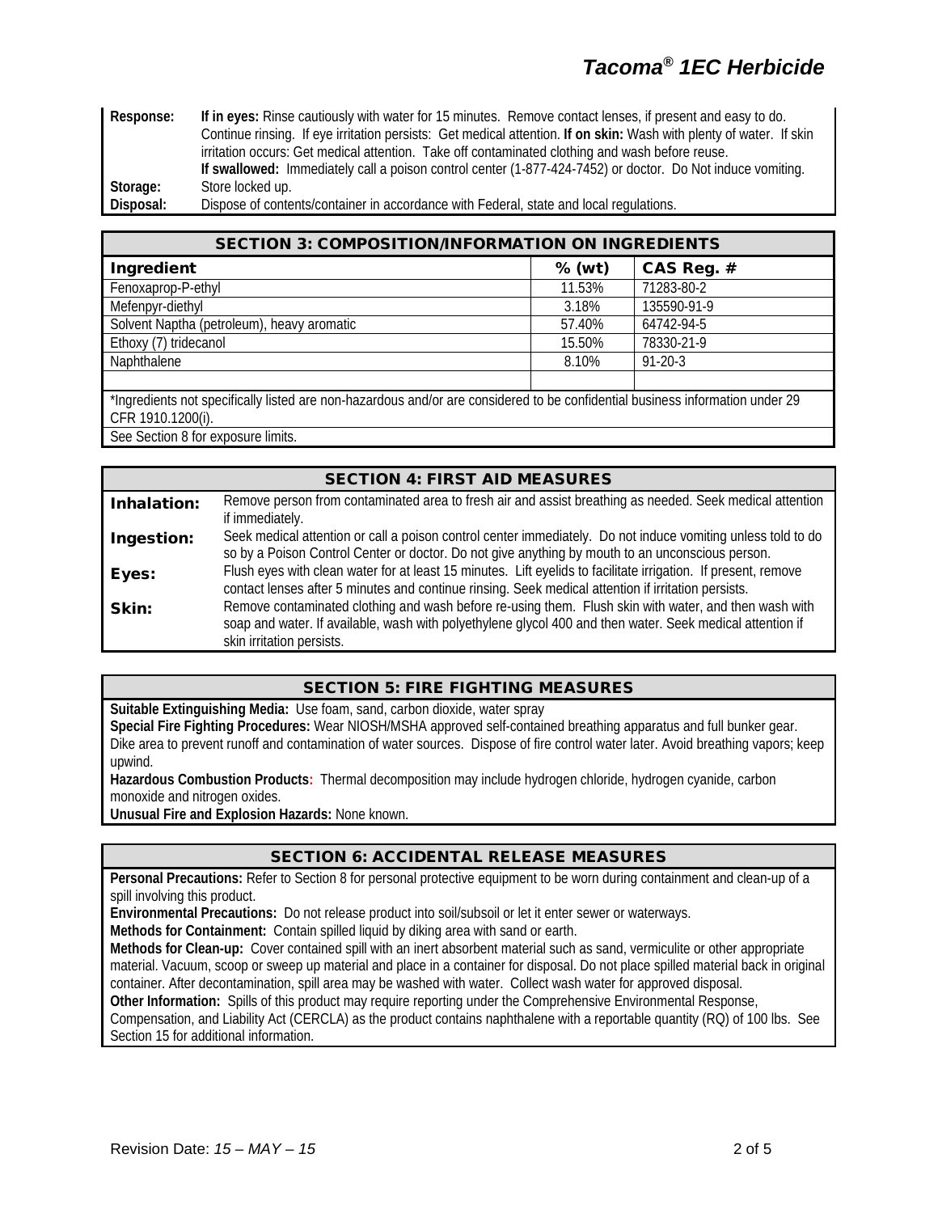| | |
|---|---|
| **Response:** | **If in eyes:** Rinse cautiously with water for 15 minutes. Remove contact lenses, if present and easy to do. Continue rinsing. If eye irritation persists: Get medical attention. **If on skin:** Wash with plenty of water. If skin irritation occurs: Get medical attention. Take off contaminated clothing and wash before reuse. **If swallowed:** Immediately call a poison control center (1-877-424-7452) or doctor. Do Not induce vomiting. |
| **Storage:** | Store locked up. |
| **Disposal:** | Dispose of contents/container in accordance with Federal, state and local regulations. |

## SECTION 3: COMPOSITION/INFORMATION ON INGREDIENTS

| Ingredient | % (wt) | CAS Reg. # |
|---|---|---|
| Fenoxaprop-P-ethyl | 11.53% | 71283-80-2 |
| Mefenpyr-diethyl | 3.18% | 135590-91-9 |
| Solvent Naptha (petroleum), heavy aromatic | 57.40% | 64742-94-5 |
| Ethoxy (7) tridecanol | 15.50% | 78330-21-9 |
| Naphthalene | 8.10% | 91-20-3 |
| | | |

*Ingredients not specifically listed are non-hazardous and/or are considered to be confidential business information under 29 CFR 1910.1200(i).

See Section 8 for exposure limits.

## SECTION 4: FIRST AID MEASURES

| | |
|---|---|
| **Inhalation:** | Remove person from contaminated area to fresh air and assist breathing as needed. Seek medical attention if immediately. |
| **Ingestion:** | Seek medical attention or call a poison control center immediately. Do not induce vomiting unless told to do so by a Poison Control Center or doctor. Do not give anything by mouth to an unconscious person. |
| **Eyes:** | Flush eyes with clean water for at least 15 minutes. Lift eyelids to facilitate irrigation. If present, remove contact lenses after 5 minutes and continue rinsing. Seek medical attention if irritation persists. |
| **Skin:** | Remove contaminated clothing and wash before re-using them. Flush skin with water, and then wash with soap and water. If available, wash with polyethylene glycol 400 and then water. Seek medical attention if skin irritation persists. |

## SECTION 5: FIRE FIGHTING MEASURES

**Suitable Extinguishing Media:** Use foam, sand, carbon dioxide, water spray

**Special Fire Fighting Procedures:** Wear NIOSH/MSHA approved self-contained breathing apparatus and full bunker gear. Dike area to prevent runoff and contamination of water sources. Dispose of fire control water later. Avoid breathing vapors; keep upwind.

**Hazardous Combustion Products:** Thermal decomposition may include hydrogen chloride, hydrogen cyanide, carbon monoxide and nitrogen oxides.

**Unusual Fire and Explosion Hazards:** None known.

## SECTION 6: ACCIDENTAL RELEASE MEASURES

**Personal Precautions:** Refer to Section 8 for personal protective equipment to be worn during containment and clean-up of a spill involving this product.

**Environmental Precautions:** Do not release product into soil/subsoil or let it enter sewer or waterways.

**Methods for Containment:** Contain spilled liquid by diking area with sand or earth.

**Methods for Clean-up:** Cover contained spill with an inert absorbent material such as sand, vermiculite or other appropriate material. Vacuum, scoop or sweep up material and place in a container for disposal. Do not place spilled material back in original container. After decontamination, spill area may be washed with water. Collect wash water for approved disposal.

**Other Information:** Spills of this product may require reporting under the Comprehensive Environmental Response, Compensation, and Liability Act (CERCLA) as the product contains naphthalene with a reportable quantity (RQ) of 100 lbs. See Section 15 for additional information.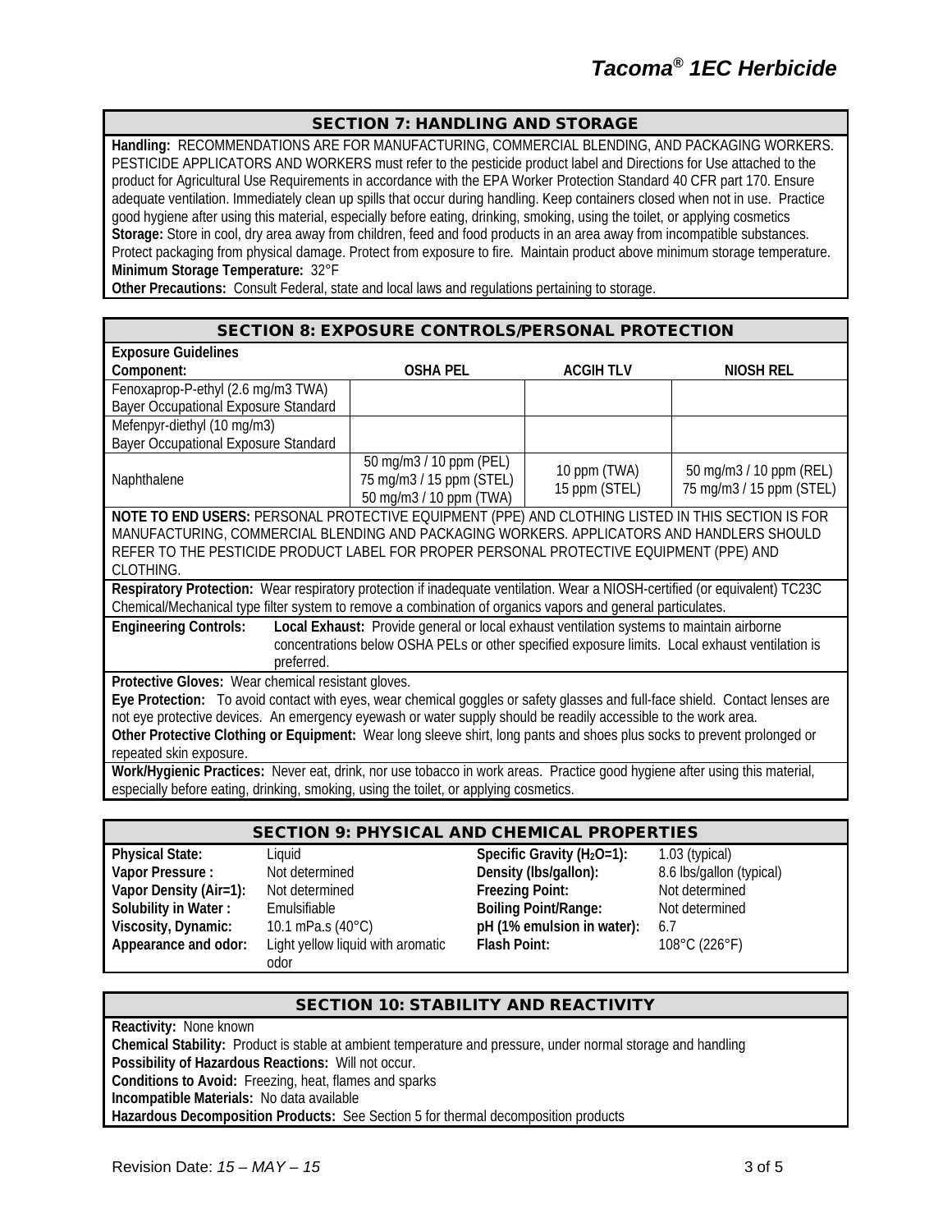## SECTION 7: HANDLING AND STORAGE

**Handling:** RECOMMENDATIONS ARE FOR MANUFACTURING, COMMERCIAL BLENDING, AND PACKAGING WORKERS. PESTICIDE APPLICATORS AND WORKERS must refer to the pesticide product label and Directions for Use attached to the product for Agricultural Use Requirements in accordance with the EPA Worker Protection Standard 40 CFR part 170. Ensure adequate ventilation. Immediately clean up spills that occur during handling. Keep containers closed when not in use. Practice good hygiene after using this material, especially before eating, drinking, smoking, using the toilet, or applying cosmetics

**Storage:** Store in cool, dry area away from children, feed and food products in an area away from incompatible substances. Protect packaging from physical damage. Protect from exposure to fire. Maintain product above minimum storage temperature.

**Minimum Storage Temperature:** 32°F

**Other Precautions:** Consult Federal, state and local laws and regulations pertaining to storage.

## SECTION 8: EXPOSURE CONTROLS/PERSONAL PROTECTION

**Exposure Guidelines**

| Component: | OSHA PEL | ACGIH TLV | NIOSH REL |
|---|---|---|---|
| Fenoxaprop-P-ethyl (2.6 mg/m3 TWA) Bayer Occupational Exposure Standard | | | |
| Mefenpyr-diethyl (10 mg/m3) Bayer Occupational Exposure Standard | | | |
| Naphthalene | 50 mg/m3 / 10 ppm (PEL) 75 mg/m3 / 15 ppm (STEL) 50 mg/m3 / 10 ppm (TWA) | 10 ppm (TWA) 15 ppm (STEL) | 50 mg/m3 / 10 ppm (REL) 75 mg/m3 / 15 ppm (STEL) |

**NOTE TO END USERS:** PERSONAL PROTECTIVE EQUIPMENT (PPE) AND CLOTHING LISTED IN THIS SECTION IS FOR MANUFACTURING, COMMERCIAL BLENDING AND PACKAGING WORKERS. APPLICATORS AND HANDLERS SHOULD REFER TO THE PESTICIDE PRODUCT LABEL FOR PROPER PERSONAL PROTECTIVE EQUIPMENT (PPE) AND CLOTHING.

**Respiratory Protection:** Wear respiratory protection if inadequate ventilation. Wear a NIOSH-certified (or equivalent) TC23C Chemical/Mechanical type filter system to remove a combination of organics vapors and general particulates.

**Engineering Controls:** **Local Exhaust:** Provide general or local exhaust ventilation systems to maintain airborne concentrations below OSHA PELs or other specified exposure limits. Local exhaust ventilation is preferred.

**Protective Gloves:** Wear chemical resistant gloves.

**Eye Protection:** To avoid contact with eyes, wear chemical goggles or safety glasses and full-face shield. Contact lenses are not eye protective devices. An emergency eyewash or water supply should be readily accessible to the work area.

**Other Protective Clothing or Equipment:** Wear long sleeve shirt, long pants and shoes plus socks to prevent prolonged or repeated skin exposure.

**Work/Hygienic Practices:** Never eat, drink, nor use tobacco in work areas. Practice good hygiene after using this material, especially before eating, drinking, smoking, using the toilet, or applying cosmetics.

## SECTION 9: PHYSICAL AND CHEMICAL PROPERTIES

| | | | |
|---|---|---|---|
| **Physical State:** | Liquid | **Specific Gravity ($H_2O$=1):** | 1.03 (typical) |
| **Vapor Pressure :** | Not determined | **Density (lbs/gallon):** | 8.6 lbs/gallon (typical) |
| **Vapor Density (Air=1):** | Not determined | **Freezing Point:** | Not determined |
| **Solubility in Water :** | Emulsifiable | **Boiling Point/Range:** | Not determined |
| **Viscosity, Dynamic:** | 10.1 mPa.s (40°C) | **pH (1% emulsion in water):** | 6.7 |
| **Appearance and odor:** | Light yellow liquid with aromatic odor | **Flash Point:** | 108°C (226°F) |

## SECTION 10: STABILITY AND REACTIVITY

**Reactivity:** None known

**Chemical Stability:** Product is stable at ambient temperature and pressure, under normal storage and handling

**Possibility of Hazardous Reactions:** Will not occur.

**Conditions to Avoid:** Freezing, heat, flames and sparks

**Incompatible Materials:** No data available

**Hazardous Decomposition Products:** See Section 5 for thermal decomposition products

Revision Date: *15 – MAY – 15*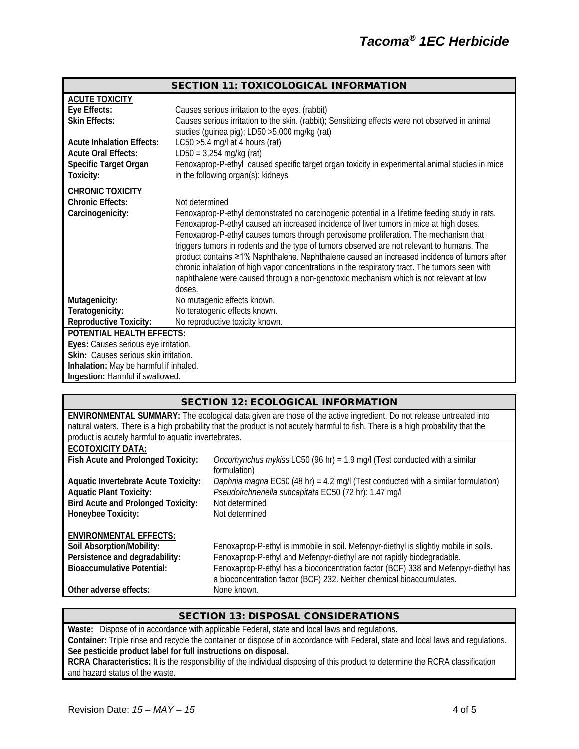## SECTION 11: TOXICOLOGICAL INFORMATION

**ACUTE TOXICITY**

| | |
|---|---|
| **Eye Effects:** | Causes serious irritation to the eyes. (rabbit) |
| **Skin Effects:** | Causes serious irritation to the skin. (rabbit); Sensitizing effects were not observed in animal studies (guinea pig); LD50 >5,000 mg/kg (rat) |
| **Acute Inhalation Effects:** | LC50 >5.4 mg/l at 4 hours (rat) |
| **Acute Oral Effects:** | LD50 = 3,254 mg/kg (rat) |
| **Specific Target Organ Toxicity:** | Fenoxaprop-P-ethyl caused specific target organ toxicity in experimental animal studies in mice in the following organ(s): kidneys |

**CHRONIC TOXICITY**

| | |
|---|---|
| **Chronic Effects:** | Not determined |
| **Carcinogenicity:** | Fenoxaprop-P-ethyl demonstrated no carcinogenic potential in a lifetime feeding study in rats. Fenoxaprop-P-ethyl caused an increased incidence of liver tumors in mice at high doses. Fenoxaprop-P-ethyl causes tumors through peroxisome proliferation. The mechanism that triggers tumors in rodents and the type of tumors observed are not relevant to humans. The product contains ≥1% Naphthalene. Naphthalene caused an increased incidence of tumors after chronic inhalation of high vapor concentrations in the respiratory tract. The tumors seen with naphthalene were caused through a non-genotoxic mechanism which is not relevant at low doses. |
| **Mutagenicity:** | No mutagenic effects known. |
| **Teratogenicity:** | No teratogenic effects known. |
| **Reproductive Toxicity:** | No reproductive toxicity known. |

**POTENTIAL HEALTH EFFECTS:**

**Eyes:** Causes serious eye irritation.
**Skin:** Causes serious skin irritation.
**Inhalation:** May be harmful if inhaled.
**Ingestion:** Harmful if swallowed.

## SECTION 12: ECOLOGICAL INFORMATION

**ENVIRONMENTAL SUMMARY:** The ecological data given are those of the active ingredient. Do not release untreated into natural waters. There is a high probability that the product is not acutely harmful to fish. There is a high probability that the product is acutely harmful to aquatic invertebrates.

**ECOTOXICITY DATA:**

| | |
|---|---|
| **Fish Acute and Prolonged Toxicity:** | *Oncorhynchus mykiss* LC50 (96 hr) = 1.9 mg/l (Test conducted with a similar formulation) |
| **Aquatic Invertebrate Acute Toxicity:** | *Daphnia magna* EC50 (48 hr) = 4.2 mg/l (Test conducted with a similar formulation) |
| **Aquatic Plant Toxicity:** | *Pseudoirchneriella subcapitata* EC50 (72 hr): 1.47 mg/l |
| **Bird Acute and Prolonged Toxicity:** | Not determined |
| **Honeybee Toxicity:** | Not determined |

**ENVIRONMENTAL EFFECTS:**

| | |
|---|---|
| **Soil Absorption/Mobility:** | Fenoxaprop-P-ethyl is immobile in soil. Mefenpyr-diethyl is slightly mobile in soils. |
| **Persistence and degradability:** | Fenoxaprop-P-ethyl and Mefenpyr-diethyl are not rapidly biodegradable. |
| **Bioaccumulative Potential:** | Fenoxaprop-P-ethyl has a bioconcentration factor (BCF) 338 and Mefenpyr-diethyl has a bioconcentration factor (BCF) 232. Neither chemical bioaccumulates. |
| **Other adverse effects:** | None known. |

## SECTION 13: DISPOSAL CONSIDERATIONS

**Waste:** Dispose of in accordance with applicable Federal, state and local laws and regulations.
**Container:** Triple rinse and recycle the container or dispose of in accordance with Federal, state and local laws and regulations.
**See pesticide product label for full instructions on disposal.**
**RCRA Characteristics:** It is the responsibility of the individual disposing of this product to determine the RCRA classification and hazard status of the waste.

Revision Date: *15 – MAY – 15*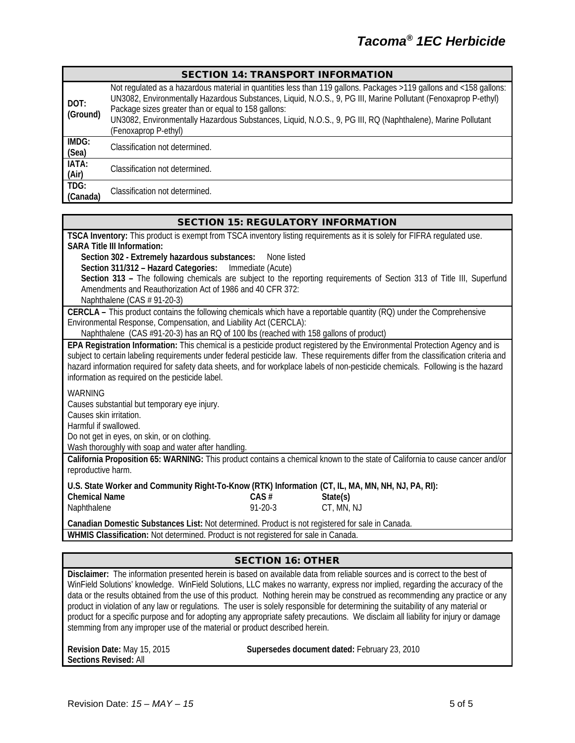## SECTION 14: TRANSPORT INFORMATION

| | |
|---|---|
| **DOT: (Ground)** | Not regulated as a hazardous material in quantities less than 119 gallons. Packages >119 gallons and <158 gallons: UN3082, Environmentally Hazardous Substances, Liquid, N.O.S., 9, PG III, Marine Pollutant (Fenoxaprop P-ethyl)<br>Package sizes greater than or equal to 158 gallons:<br>UN3082, Environmentally Hazardous Substances, Liquid, N.O.S., 9, PG III, RQ (Naphthalene), Marine Pollutant (Fenoxaprop P-ethyl) |
| **IMDG: (Sea)** | Classification not determined. |
| **IATA: (Air)** | Classification not determined. |
| **TDG: (Canada)** | Classification not determined. |

## SECTION 15: REGULATORY INFORMATION

**TSCA Inventory:** This product is exempt from TSCA inventory listing requirements as it is solely for FIFRA regulated use.

**SARA Title III Information:**

**Section 302 - Extremely hazardous substances:** None listed

**Section 311/312 – Hazard Categories:** Immediate (Acute)

**Section 313 –** The following chemicals are subject to the reporting requirements of Section 313 of Title III, Superfund Amendments and Reauthorization Act of 1986 and 40 CFR 372:

Naphthalene (CAS # 91-20-3)

**CERCLA –** This product contains the following chemicals which have a reportable quantity (RQ) under the Comprehensive Environmental Response, Compensation, and Liability Act (CERCLA):

Naphthalene (CAS #91-20-3) has an RQ of 100 lbs (reached with 158 gallons of product)

**EPA Registration Information:** This chemical is a pesticide product registered by the Environmental Protection Agency and is subject to certain labeling requirements under federal pesticide law. These requirements differ from the classification criteria and hazard information required for safety data sheets, and for workplace labels of non-pesticide chemicals. Following is the hazard information as required on the pesticide label.

WARNING

Causes substantial but temporary eye injury.

Causes skin irritation.

Harmful if swallowed.

Do not get in eyes, on skin, or on clothing.

Wash thoroughly with soap and water after handling.

**California Proposition 65: WARNING:** This product contains a chemical known to the state of California to cause cancer and/or reproductive harm.

**U.S. State Worker and Community Right-To-Know (RTK) Information (CT, IL, MA, MN, NH, NJ, PA, RI):**

| Chemical Name | CAS # | State(s) |
|---|---|---|
| Naphthalene | 91-20-3 | CT, MN, NJ |

**Canadian Domestic Substances List:** Not determined. Product is not registered for sale in Canada.

**WHMIS Classification:** Not determined. Product is not registered for sale in Canada.

## SECTION 16: OTHER

**Disclaimer:** The information presented herein is based on available data from reliable sources and is correct to the best of WinField Solutions' knowledge. WinField Solutions, LLC makes no warranty, express nor implied, regarding the accuracy of the data or the results obtained from the use of this product. Nothing herein may be construed as recommending any practice or any product in violation of any law or regulations. The user is solely responsible for determining the suitability of any material or product for a specific purpose and for adopting any appropriate safety precautions. We disclaim all liability for injury or damage stemming from any improper use of the material or product described herein.

**Revision Date:** May 15, 2015 **Supersedes document dated:** February 23, 2010

**Sections Revised:** All